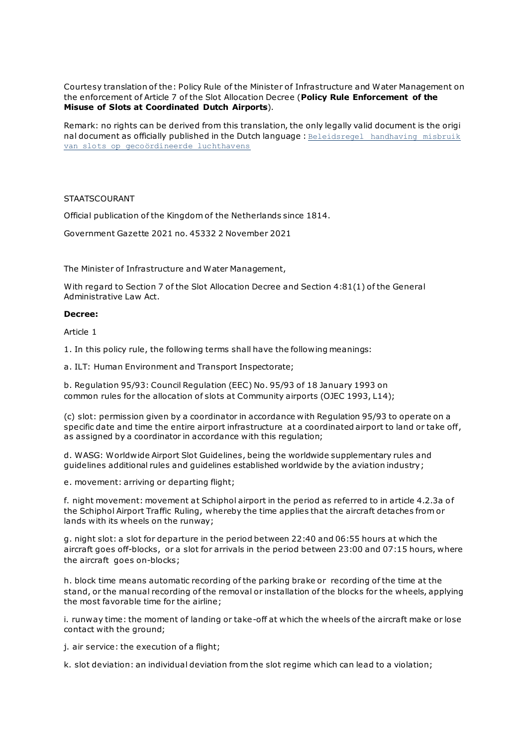Courtesy translation of the: Policy Rule of the Minister of Infrastructure and Water Management on the enforcement of Article 7 of the Slot Allocation Decree (**Policy Rule Enforcement of the Misuse of Slots at Coordinated Dutch Airports**).

Remark: no rights can be derived from this translation, the only legally valid document is the original document as officially published in the Dutch language : [Beleidsregel handhaving misbruik van slots op gecoördineerde luchthavens]

STAATSCOURANT

Official publication of the Kingdom of the Netherlands since 1814.

Government Gazette 2021 no. 45332 2 November 2021

The Minister of Infrastructure and Water Management,

With regard to Section 7 of the Slot Allocation Decree and Section 4:81(1) of the General Administrative Law Act.

**Decree:**

Article 1

1. In this policy rule, the following terms shall have the following meanings:

a. ILT: Human Environment and Transport Inspectorate;

b. Regulation 95/93: Council Regulation (EEC) No. 95/93 of 18 January 1993 on common rules for the allocation of slots at Community airports (OJEC 1993, L14);

(c) slot: permission given by a coordinator in accordance with Regulation 95/93 to operate on a specific date and time the entire airport infrastructure at a coordinated airport to land or take off, as assigned by a coordinator in accordance with this regulation;

d. WASG: Worldwide Airport Slot Guidelines, being the worldwide supplementary rules and guidelines additional rules and guidelines established worldwide by the aviation industry;

e. movement: arriving or departing flight;

f. night movement: movement at Schiphol airport in the period as referred to in article 4.2.3a of the Schiphol Airport Traffic Ruling, whereby the time applies that the aircraft detaches from or lands with its wheels on the runway;

g. night slot: a slot for departure in the period between 22:40 and 06:55 hours at which the aircraft goes off-blocks, or a slot for arrivals in the period between 23:00 and 07:15 hours, where the aircraft goes on-blocks;

h. block time means automatic recording of the parking brake or recording of the time at the stand, or the manual recording of the removal or installation of the blocks for the wheels, applying the most favorable time for the airline;

i. runway time: the moment of landing or take-off at which the wheels of the aircraft make or lose contact with the ground;

j. air service: the execution of a flight;

k. slot deviation: an individual deviation from the slot regime which can lead to a violation;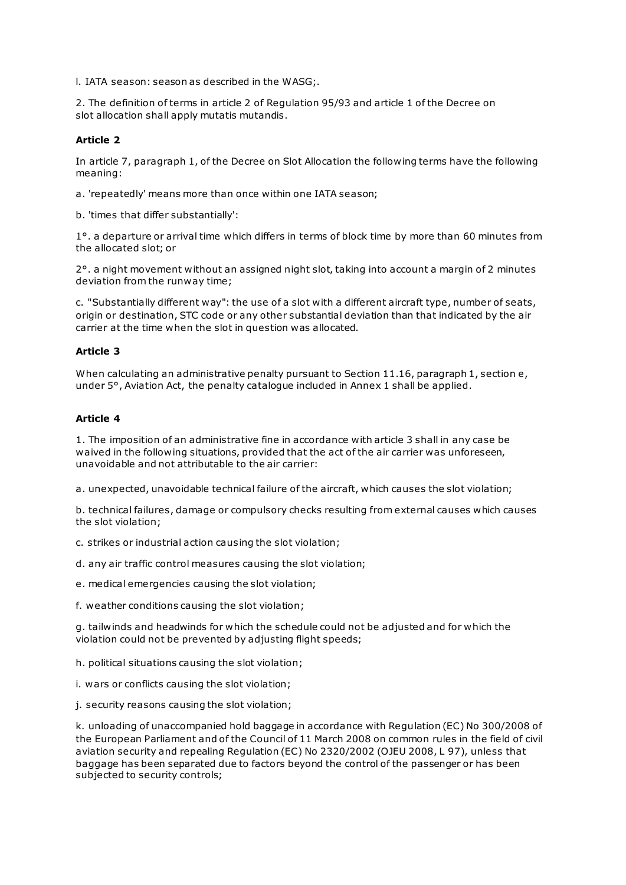l. IATA season: season as described in the WASG;.

2. The definition of terms in article 2 of Regulation 95/93 and article 1 of the Decree on slot allocation shall apply mutatis mutandis.

**Article 2**

In article 7, paragraph 1, of the Decree on Slot Allocation the following terms have the following meaning:

a. 'repeatedly' means more than once within one IATA season;

b. 'times that differ substantially':

1°. a departure or arrival time which differs in terms of block time by more than 60 minutes from the allocated slot; or

2°. a night movement without an assigned night slot, taking into account a margin of 2 minutes deviation from the runway time;

c. "Substantially different way": the use of a slot with a different aircraft type, number of seats, origin or destination, STC code or any other substantial deviation than that indicated by the air carrier at the time when the slot in question was allocated.

**Article 3**

When calculating an administrative penalty pursuant to Section 11.16, paragraph 1, section e, under 5°, Aviation Act, the penalty catalogue included in Annex 1 shall be applied.

**Article 4**

1. The imposition of an administrative fine in accordance with article 3 shall in any case be waived in the following situations, provided that the act of the air carrier was unforeseen, unavoidable and not attributable to the air carrier:

a. unexpected, unavoidable technical failure of the aircraft, which causes the slot violation;

b. technical failures, damage or compulsory checks resulting from external causes which causes the slot violation;

c. strikes or industrial action causing the slot violation;

d. any air traffic control measures causing the slot violation;

e. medical emergencies causing the slot violation;

f. weather conditions causing the slot violation;

g. tailwinds and headwinds for which the schedule could not be adjusted and for which the violation could not be prevented by adjusting flight speeds;

h. political situations causing the slot violation;

i. wars or conflicts causing the slot violation;

j. security reasons causing the slot violation;

k. unloading of unaccompanied hold baggage in accordance with Regulation (EC) No 300/2008 of the European Parliament and of the Council of 11 March 2008 on common rules in the field of civil aviation security and repealing Regulation (EC) No 2320/2002 (OJEU 2008, L 97), unless that baggage has been separated due to factors beyond the control of the passenger or has been subjected to security controls;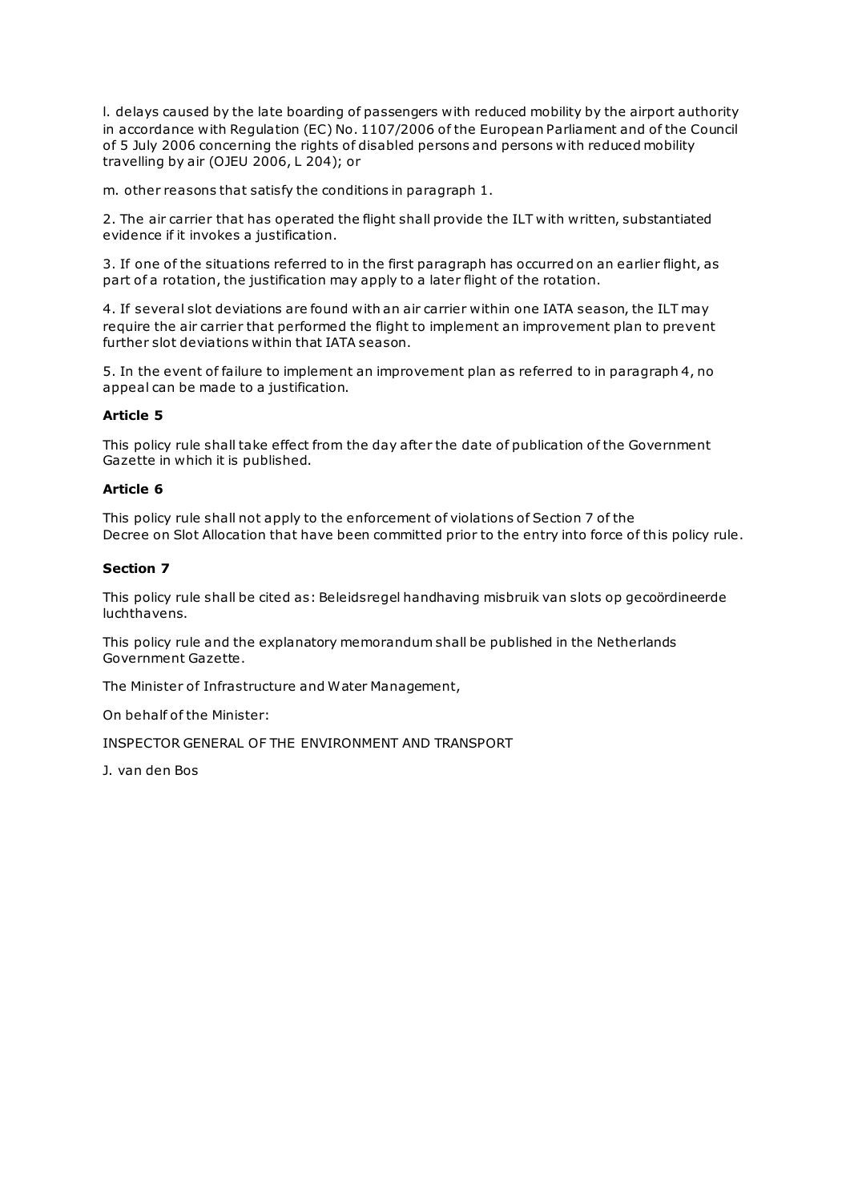l. delays caused by the late boarding of passengers with reduced mobility by the airport authority in accordance with Regulation (EC) No. 1107/2006 of the European Parliament and of the Council of 5 July 2006 concerning the rights of disabled persons and persons with reduced mobility travelling by air (OJEU 2006, L 204); or

m. other reasons that satisfy the conditions in paragraph 1.

2. The air carrier that has operated the flight shall provide the ILT with written, substantiated evidence if it invokes a justification.

3. If one of the situations referred to in the first paragraph has occurred on an earlier flight, as part of a rotation, the justification may apply to a later flight of the rotation.

4. If several slot deviations are found with an air carrier within one IATA season, the ILT may require the air carrier that performed the flight to implement an improvement plan to prevent further slot deviations within that IATA season.

5. In the event of failure to implement an improvement plan as referred to in paragraph 4, no appeal can be made to a justification.

**Article 5**

This policy rule shall take effect from the day after the date of publication of the Government Gazette in which it is published.

**Article 6**

This policy rule shall not apply to the enforcement of violations of Section 7 of the Decree on Slot Allocation that have been committed prior to the entry into force of this policy rule.

**Section 7**

This policy rule shall be cited as: Beleidsregel handhaving misbruik van slots op gecoördineerde luchthavens.

This policy rule and the explanatory memorandum shall be published in the Netherlands Government Gazette.

The Minister of Infrastructure and Water Management,

On behalf of the Minister:

INSPECTOR GENERAL OF THE ENVIRONMENT AND TRANSPORT

J. van den Bos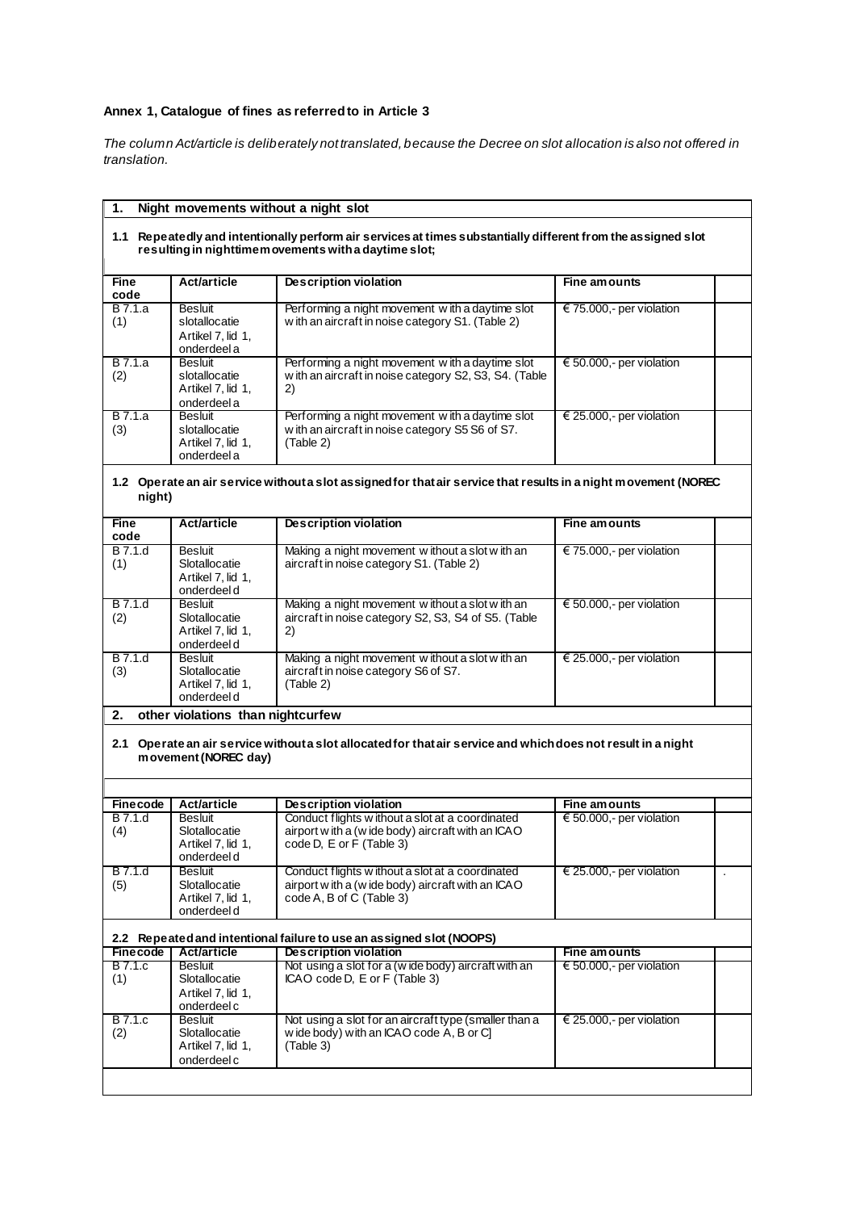**Annex 1, Catalogue of fines as referred to in Article 3**

*The column Act/article is deliberately not translated, because the Decree on slot allocation is also not offered in translation.*

## 1. Night movements without a night slot

**1.1 Repeatedly and intentionally perform air services at times substantially different from the assigned slot resulting in nighttime movements with a daytime slot;**

| Fine code | Act/article | Description violation | Fine amounts | |
|---|---|---|---|---|
| B 7.1.a (1) | Besluit slotallocatie Artikel 7, lid 1, onderdeel a | Performing a night movement with a daytime slot with an aircraft in noise category S1. (Table 2) | € 75.000,- per violation | |
| B 7.1.a (2) | Besluit slotallocatie Artikel 7, lid 1, onderdeel a | Performing a night movement with a daytime slot with an aircraft in noise category S2, S3, S4. (Table 2) | € 50.000,- per violation | |
| B 7.1.a (3) | Besluit slotallocatie Artikel 7, lid 1, onderdeel a | Performing a night movement with a daytime slot with an aircraft in noise category S5 S6 of S7. (Table 2) | € 25.000,- per violation | |

**1.2 Operate an air service without a slot assigned for that air service that results in a night movement (NOREC night)**

| Fine code | Act/article | Description violation | Fine amounts | |
|---|---|---|---|---|
| B 7.1.d (1) | Besluit Slotallocatie Artikel 7, lid 1, onderdeel d | Making a night movement without a slot with an aircraft in noise category S1. (Table 2) | € 75.000,- per violation | |
| B 7.1.d (2) | Besluit Slotallocatie Artikel 7, lid 1, onderdeel d | Making a night movement without a slot with an aircraft in noise category S2, S3, S4 of S5. (Table 2) | € 50.000,- per violation | |
| B 7.1.d (3) | Besluit Slotallocatie Artikel 7, lid 1, onderdeel d | Making a night movement without a slot with an aircraft in noise category S6 of S7. (Table 2) | € 25.000,- per violation | |

## 2. other violations than nightcurfew

**2.1 Operate an air service without a slot allocated for that air service and which does not result in a night movement (NOREC day)**

| Fine code | Act/article | Description violation | Fine amounts | |
|---|---|---|---|---|
| B 7.1.d (4) | Besluit Slotallocatie Artikel 7, lid 1, onderdeel d | Conduct flights without a slot at a coordinated airport with a (wide body) aircraft with an ICAO code D, E or F (Table 3) | € 50.000,- per violation | |
| B 7.1.d (5) | Besluit Slotallocatie Artikel 7, lid 1, onderdeel d | Conduct flights without a slot at a coordinated airport with a (wide body) aircraft with an ICAO code A, B of C (Table 3) | € 25.000,- per violation | . |

**2.2 Repeated and intentional failure to use an assigned slot (NOOPS)**

| Fine code | Act/article | Description violation | Fine amounts | |
|---|---|---|---|---|
| B 7.1.c (1) | Besluit Slotallocatie Artikel 7, lid 1, onderdeel c | Not using a slot for a (wide body) aircraft with an ICAO code D, E or F (Table 3) | € 50.000,- per violation | |
| B 7.1.c (2) | Besluit Slotallocatie Artikel 7, lid 1, onderdeel c | Not using a slot for an aircraft type (smaller than a wide body) with an ICAO code A, B or C] (Table 3) | € 25.000,- per violation | |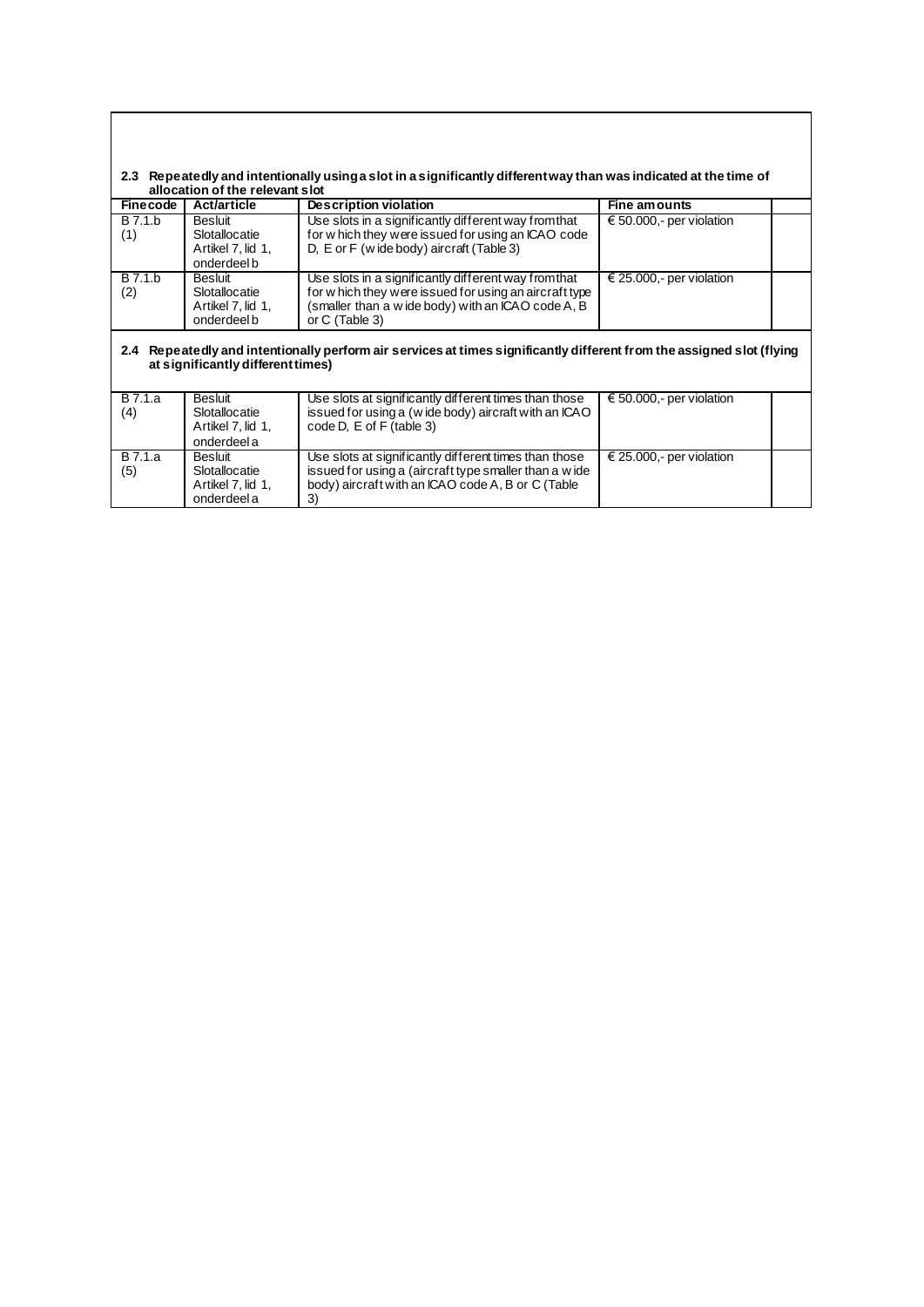**2.3 Repeatedly and intentionally using a slot in a significantly different way than was indicated at the time of allocation of the relevant slot**

| Fine code | Act/article | Description violation | Fine amounts | |
|---|---|---|---|---|
| B 7.1.b (1) | Besluit Slotallocatie Artikel 7, lid 1, onderdeel b | Use slots in a significantly different way from that for which they were issued for using an ICAO code D, E or F (wide body) aircraft (Table 3) | € 50.000,- per violation | |
| B 7.1.b (2) | Besluit Slotallocatie Artikel 7, lid 1, onderdeel b | Use slots in a significantly different way from that for which they were issued for using an aircraft type (smaller than a wide body) with an ICAO code A, B or C (Table 3) | € 25.000,- per violation | |

**2.4 Repeatedly and intentionally perform air services at times significantly different from the assigned slot (flying at significantly different times)**

| Fine code | Act/article | Description violation | Fine amounts | |
|---|---|---|---|---|
| B 7.1.a (4) | Besluit Slotallocatie Artikel 7, lid 1, onderdeel a | Use slots at significantly different times than those issued for using a (wide body) aircraft with an ICAO code D, E of F (table 3) | € 50.000,- per violation | |
| B 7.1.a (5) | Besluit Slotallocatie Artikel 7, lid 1, onderdeel a | Use slots at significantly different times than those issued for using a (aircraft type smaller than a wide body) aircraft with an ICAO code A, B or C (Table 3) | € 25.000,- per violation | |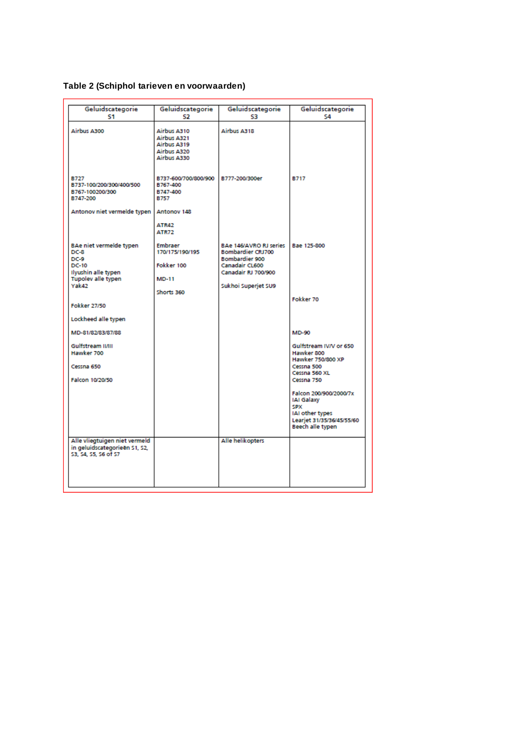**Table 2 (Schiphol tarieven en voorwaarden)**

| Geluidscategorie S1 | Geluidscategorie S2 | Geluidscategorie S3 | Geluidscategorie S4 |
|---|---|---|---|
| Airbus A300 | Airbus A310<br>Airbus A321<br>Airbus A319<br>Airbus A320<br>Airbus A330 | Airbus A318 | |
| B727<br>B737-100/200/300/400/500<br>B767-100200/300<br>B747-200 | B737-600/700/800/900<br>B767-400<br>B747-400<br>B757 | B777-200/300er | B717 |
| Antonov niet vermelde typen | Antonov 148<br><br>ATR42<br>ATR72 | | |
| BAe niet vermelde typen<br>DC-8<br>DC-9<br>DC-10<br>Ilyushin alle typen<br>Tupolev alle typen<br>Yak42<br><br>Fokker 27/50<br><br>Lockheed alle typen<br><br>MD-81/82/83/87/88<br><br>Gulfstream II/III<br>Hawker 700<br><br>Cessna 650<br><br>Falcon 10/20/50 | Embraer<br>170/175/190/195<br><br>Fokker 100<br><br>MD-11<br><br>Shorts 360 | BAe 146/AVRO RJ series<br>Bombardier CRJ700<br>Bombardier 900<br>Canadair CL600<br>Canadair RJ 700/900<br><br>Sukhoi Superjet SU9 | Bae 125-800<br><br>Fokker 70<br><br>MD-90<br><br>Gulfstream IV/V or 650<br>Hawker 800<br>Hawker 750/800 XP<br>Cessna 500<br>Cessna 560 XL<br>Cessna 750<br><br>Falcon 200/900/2000/7x<br>IAI Galaxy<br>SPX<br>IAI other types<br>Learjet 31/35/36/45/55/60<br>Beech alle typen |
| Alle vliegtuigen niet vermeld in geluidscategorieën S1, S2, S3, S4, S5, S6 of S7 | | Alle helikopters | |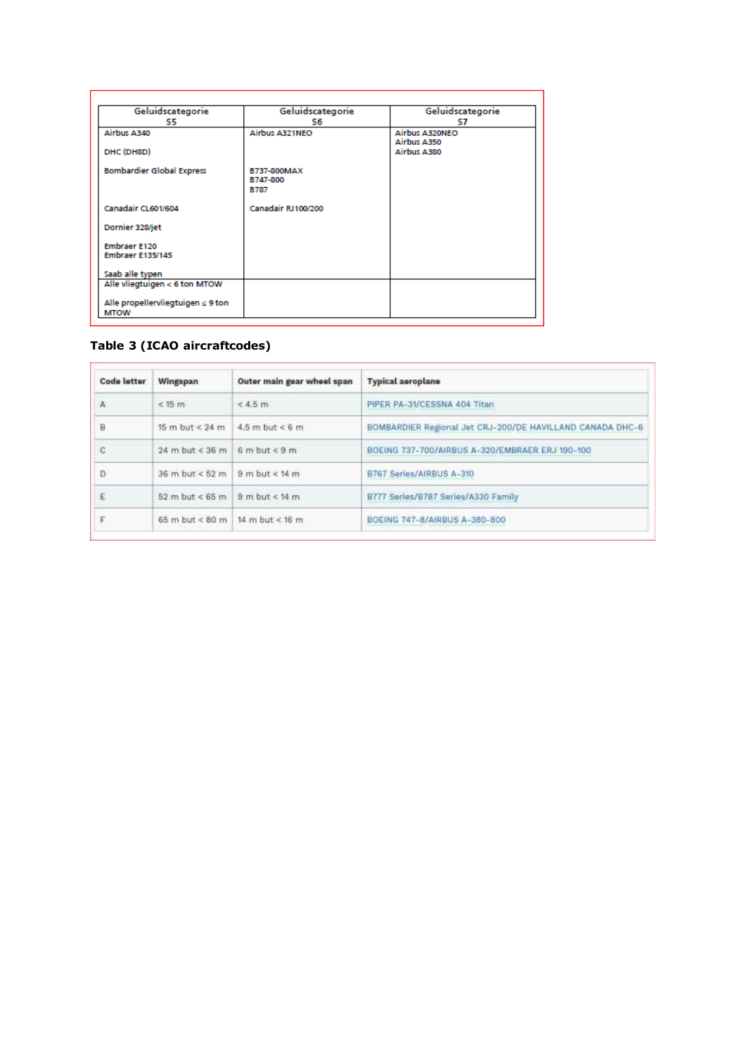| Geluidscategorie S5 | Geluidscategorie S6 | Geluidscategorie S7 |
|---|---|---|
| Airbus A340<br><br>DHC (DH8D)<br><br>Bombardier Global Express<br><br><br>Canadair CL601/604<br><br>Dornier 328/jet<br><br>Embraer E120<br>Embraer E135/145<br><br>Saab alle typen | Airbus A321NEO<br><br><br><br>B737-800MAX<br>B747-800<br>B787<br><br>Canadair RJ100/200 | Airbus A320NEO<br>Airbus A350<br>Airbus A380 |
| Alle vliegtuigen < 6 ton MTOW<br><br>Alle propellervliegtuigen ≤ 9 ton MTOW | | |

**Table 3 (ICAO aircraftcodes)**

| Code letter | Wingspan | Outer main gear wheel span | Typical aeroplane |
|---|---|---|---|
| A | < 15 m | < 4.5 m | PIPER PA-31/CESSNA 404 Titan |
| B | 15 m but < 24 m | 4.5 m but < 6 m | BOMBARDIER Regional Jet CRJ-200/DE HAVILLAND CANADA DHC-6 |
| C | 24 m but < 36 m | 6 m but < 9 m | BOEING 737-700/AIRBUS A-320/EMBRAER ERJ 190-100 |
| D | 36 m but < 52 m | 9 m but < 14 m | B767 Series/AIRBUS A-310 |
| E | 52 m but < 65 m | 9 m but < 14 m | B777 Series/B787 Series/A330 Family |
| F | 65 m but < 80 m | 14 m but < 16 m | BOEING 747-8/AIRBUS A-380-800 |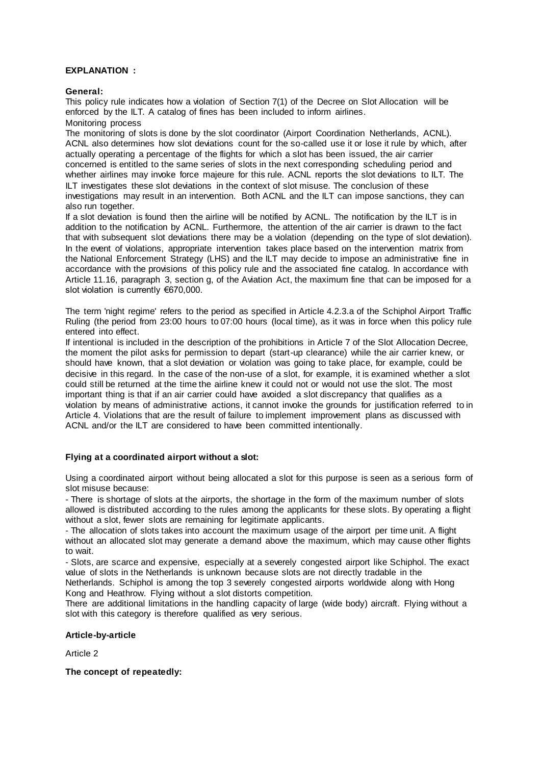**EXPLANATION :**

**General:**

This policy rule indicates how a violation of Section 7(1) of the Decree on Slot Allocation will be enforced by the ILT. A catalog of fines has been included to inform airlines.

Monitoring process

The monitoring of slots is done by the slot coordinator (Airport Coordination Netherlands, ACNL). ACNL also determines how slot deviations count for the so-called use it or lose it rule by which, after actually operating a percentage of the flights for which a slot has been issued, the air carrier concerned is entitled to the same series of slots in the next corresponding scheduling period and whether airlines may invoke force majeure for this rule. ACNL reports the slot deviations to ILT. The ILT investigates these slot deviations in the context of slot misuse. The conclusion of these investigations may result in an intervention. Both ACNL and the ILT can impose sanctions, they can also run together.

If a slot deviation is found then the airline will be notified by ACNL. The notification by the ILT is in addition to the notification by ACNL. Furthermore, the attention of the air carrier is drawn to the fact that with subsequent slot deviations there may be a violation (depending on the type of slot deviation). In the event of violations, appropriate intervention takes place based on the intervention matrix from the National Enforcement Strategy (LHS) and the ILT may decide to impose an administrative fine in accordance with the provisions of this policy rule and the associated fine catalog. In accordance with Article 11.16, paragraph 3, section g, of the Aviation Act, the maximum fine that can be imposed for a slot violation is currently €670,000.

The term 'night regime' refers to the period as specified in Article 4.2.3.a of the Schiphol Airport Traffic Ruling (the period from 23:00 hours to 07:00 hours (local time), as it was in force when this policy rule entered into effect.

If intentional is included in the description of the prohibitions in Article 7 of the Slot Allocation Decree, the moment the pilot asks for permission to depart (start-up clearance) while the air carrier knew, or should have known, that a slot deviation or violation was going to take place, for example, could be decisive in this regard. In the case of the non-use of a slot, for example, it is examined whether a slot could still be returned at the time the airline knew it could not or would not use the slot. The most important thing is that if an air carrier could have avoided a slot discrepancy that qualifies as a violation by means of administrative actions, it cannot invoke the grounds for justification referred to in Article 4. Violations that are the result of failure to implement improvement plans as discussed with ACNL and/or the ILT are considered to have been committed intentionally.

**Flying at a coordinated airport without a slot:**

Using a coordinated airport without being allocated a slot for this purpose is seen as a serious form of slot misuse because:

- There is shortage of slots at the airports, the shortage in the form of the maximum number of slots allowed is distributed according to the rules among the applicants for these slots. By operating a flight without a slot, fewer slots are remaining for legitimate applicants.
- The allocation of slots takes into account the maximum usage of the airport per time unit. A flight without an allocated slot may generate a demand above the maximum, which may cause other flights to wait.
- Slots, are scarce and expensive, especially at a severely congested airport like Schiphol. The exact value of slots in the Netherlands is unknown because slots are not directly tradable in the Netherlands. Schiphol is among the top 3 severely congested airports worldwide along with Hong Kong and Heathrow. Flying without a slot distorts competition.

There are additional limitations in the handling capacity of large (wide body) aircraft. Flying without a slot with this category is therefore qualified as very serious.

**Article-by-article**

Article 2

**The concept of repeatedly:**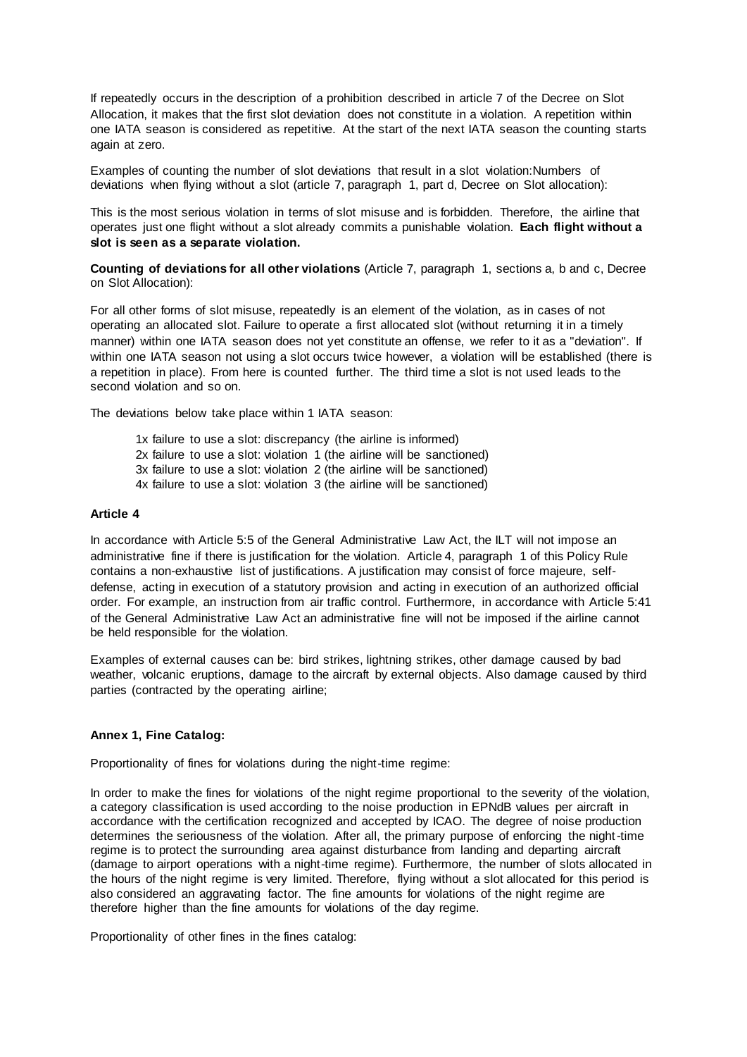If repeatedly occurs in the description of a prohibition described in article 7 of the Decree on Slot Allocation, it makes that the first slot deviation does not constitute in a violation. A repetition within one IATA season is considered as repetitive. At the start of the next IATA season the counting starts again at zero.

Examples of counting the number of slot deviations that result in a slot violation:Numbers of deviations when flying without a slot (article 7, paragraph 1, part d, Decree on Slot allocation):

This is the most serious violation in terms of slot misuse and is forbidden. Therefore, the airline that operates just one flight without a slot already commits a punishable violation. **Each flight without a slot is seen as a separate violation.**

**Counting of deviations for all other violations** (Article 7, paragraph 1, sections a, b and c, Decree on Slot Allocation):

For all other forms of slot misuse, repeatedly is an element of the violation, as in cases of not operating an allocated slot. Failure to operate a first allocated slot (without returning it in a timely manner) within one IATA season does not yet constitute an offense, we refer to it as a "deviation". If within one IATA season not using a slot occurs twice however, a violation will be established (there is a repetition in place). From here is counted further. The third time a slot is not used leads to the second violation and so on.

The deviations below take place within 1 IATA season:

1x failure to use a slot: discrepancy (the airline is informed)
2x failure to use a slot: violation 1 (the airline will be sanctioned)
3x failure to use a slot: violation 2 (the airline will be sanctioned)
4x failure to use a slot: violation 3 (the airline will be sanctioned)

**Article 4**

In accordance with Article 5:5 of the General Administrative Law Act, the ILT will not impose an administrative fine if there is justification for the violation. Article 4, paragraph 1 of this Policy Rule contains a non-exhaustive list of justifications. A justification may consist of force majeure, self-defense, acting in execution of a statutory provision and acting in execution of an authorized official order. For example, an instruction from air traffic control. Furthermore, in accordance with Article 5:41 of the General Administrative Law Act an administrative fine will not be imposed if the airline cannot be held responsible for the violation.

Examples of external causes can be: bird strikes, lightning strikes, other damage caused by bad weather, volcanic eruptions, damage to the aircraft by external objects. Also damage caused by third parties (contracted by the operating airline;

**Annex 1, Fine Catalog:**

Proportionality of fines for violations during the night-time regime:

In order to make the fines for violations of the night regime proportional to the severity of the violation, a category classification is used according to the noise production in EPNdB values per aircraft in accordance with the certification recognized and accepted by ICAO. The degree of noise production determines the seriousness of the violation. After all, the primary purpose of enforcing the night-time regime is to protect the surrounding area against disturbance from landing and departing aircraft (damage to airport operations with a night-time regime). Furthermore, the number of slots allocated in the hours of the night regime is very limited. Therefore, flying without a slot allocated for this period is also considered an aggravating factor. The fine amounts for violations of the night regime are therefore higher than the fine amounts for violations of the day regime.

Proportionality of other fines in the fines catalog: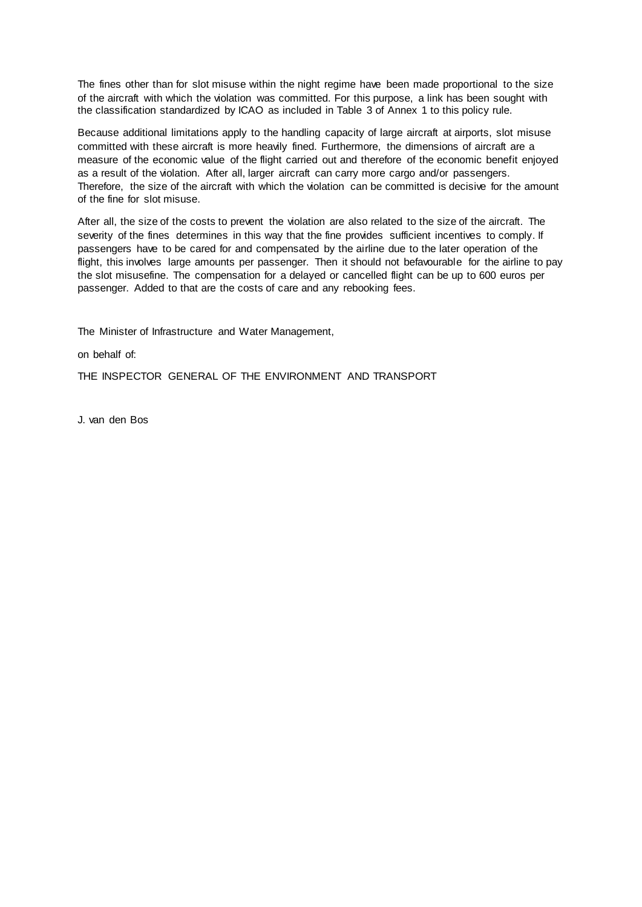The fines other than for slot misuse within the night regime have been made proportional to the size of the aircraft with which the violation was committed. For this purpose, a link has been sought with the classification standardized by ICAO as included in Table 3 of Annex 1 to this policy rule.

Because additional limitations apply to the handling capacity of large aircraft at airports, slot misuse committed with these aircraft is more heavily fined. Furthermore, the dimensions of aircraft are a measure of the economic value of the flight carried out and therefore of the economic benefit enjoyed as a result of the violation. After all, larger aircraft can carry more cargo and/or passengers. Therefore, the size of the aircraft with which the violation can be committed is decisive for the amount of the fine for slot misuse.

After all, the size of the costs to prevent the violation are also related to the size of the aircraft. The severity of the fines determines in this way that the fine provides sufficient incentives to comply. If passengers have to be cared for and compensated by the airline due to the later operation of the flight, this involves large amounts per passenger. Then it should not befavourable for the airline to pay the slot misusefine. The compensation for a delayed or cancelled flight can be up to 600 euros per passenger. Added to that are the costs of care and any rebooking fees.

The Minister of Infrastructure and Water Management,

on behalf of:

THE INSPECTOR GENERAL OF THE ENVIRONMENT AND TRANSPORT

J. van den Bos